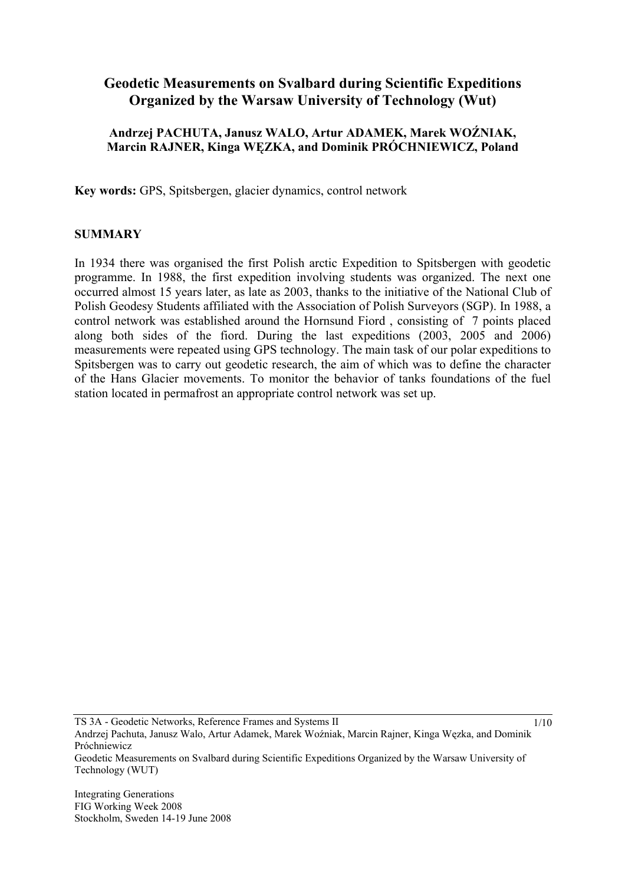# Geodetic Measurements on Svalbard during Scientific Expeditions Organized by the Warsaw University of Technology (Wut)

**Andrzej PACHUTA, Janusz WALO, Artur ADAMEK, Marek WOŹNIAK, Marcin RAJNER, Kinga WĘZKA, and Dominik PRÓCHNIEWICZ, Poland**

**Key words:** GPS, Spitsbergen, glacier dynamics, control network

## SUMMARY

In 1934 there was organised the first Polish arctic Expedition to Spitsbergen with geodetic programme. In 1988, the first expedition involving students was organized. The next one occurred almost 15 years later, as late as 2003, thanks to the initiative of the National Club of Polish Geodesy Students affiliated with the Association of Polish Surveyors (SGP). In 1988, a control network was established around the Hornsund Fiord , consisting of 7 points placed along both sides of the fiord. During the last expeditions (2003, 2005 and 2006) measurements were repeated using GPS technology. The main task of our polar expeditions to Spitsbergen was to carry out geodetic research, the aim of which was to define the character of the Hans Glacier movements. To monitor the behavior of tanks foundations of the fuel station located in permafrost an appropriate control network was set up.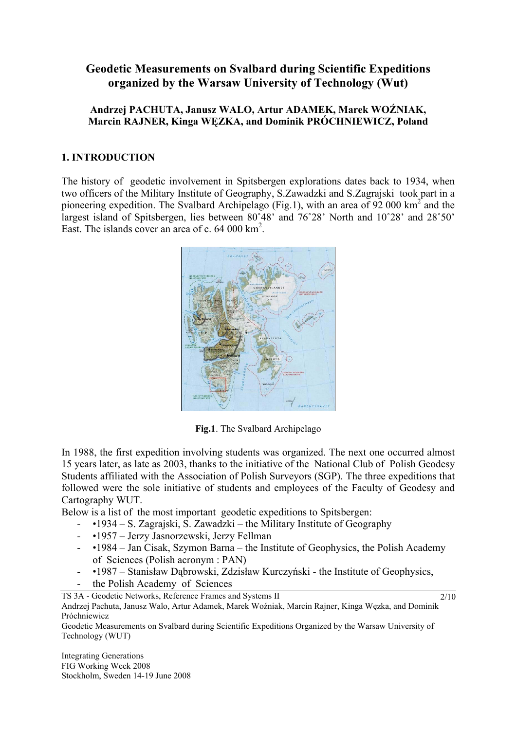# Geodetic Measurements on Svalbard during Scientific Expeditions organized by the Warsaw University of Technology (Wut)

**Andrzej PACHUTA, Janusz WALO, Artur ADAMEK, Marek WOŹNIAK, Marcin RAJNER, Kinga WĘZKA, and Dominik PRÓCHNIEWICZ, Poland**

## 1. INTRODUCTION

The history of geodetic involvement in Spitsbergen explorations dates back to 1934, when two officers of the Military Institute of Geography, S.Zawadzki and S.Zagrajski took part in a pioneering expedition. The Svalbard Archipelago (Fig.1), with an area of 92 000 km$^2$ and the largest island of Spitsbergen, lies between 80˚48' and 76˚28' North and 10˚28' and 28˚50' East. The islands cover an area of c. 64 000 km$^2$.

**Fig.1**. The Svalbard Archipelago

In 1988, the first expedition involving students was organized. The next one occurred almost 15 years later, as late as 2003, thanks to the initiative of the National Club of Polish Geodesy Students affiliated with the Association of Polish Surveyors (SGP). The three expeditions that followed were the sole initiative of students and employees of the Faculty of Geodesy and Cartography WUT.

Below is a list of the most important geodetic expeditions to Spitsbergen:

- •1934 – S. Zagrajski, S. Zawadzki – the Military Institute of Geography
- •1957 – Jerzy Jasnorzewski, Jerzy Fellman
- •1984 – Jan Cisak, Szymon Barna – the Institute of Geophysics, the Polish Academy of Sciences (Polish acronym : PAN)
- •1987 – Stanisław Dąbrowski, Zdzisław Kurczyński - the Institute of Geophysics,
- the Polish Academy of Sciences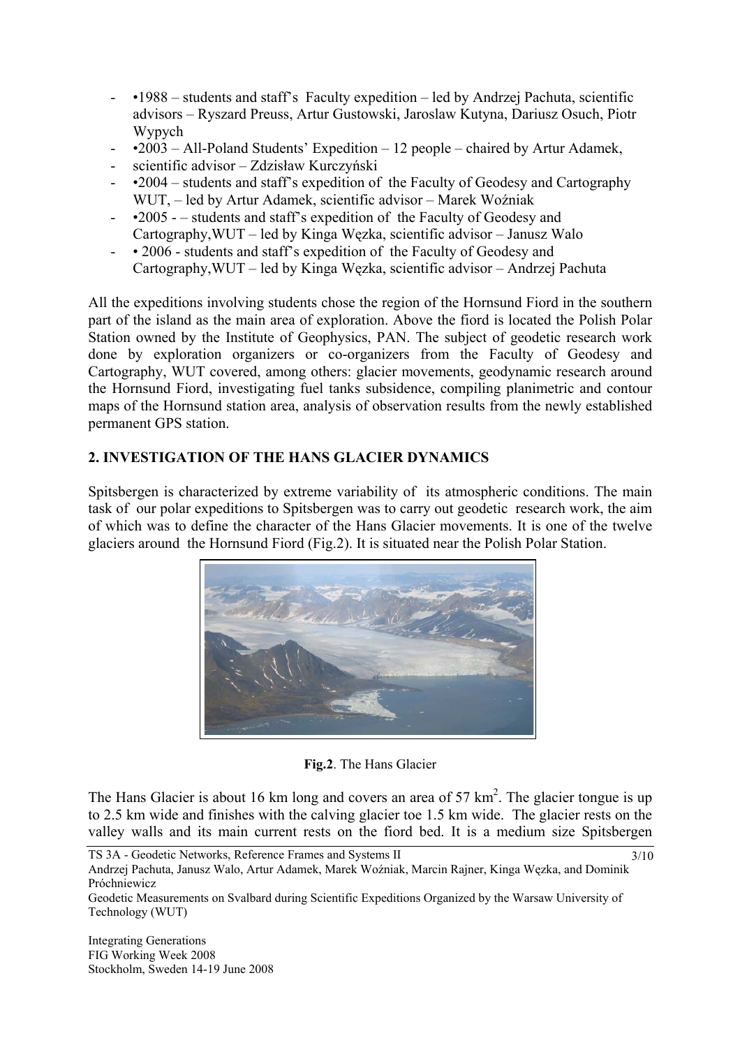- •1988 – students and staff's Faculty expedition – led by Andrzej Pachuta, scientific advisors – Ryszard Preuss, Artur Gustowski, Jaroslaw Kutyna, Dariusz Osuch, Piotr Wypych
- •2003 – All-Poland Students' Expedition – 12 people – chaired by Artur Adamek,
- scientific advisor – Zdzisław Kurczyński
- •2004 – students and staff's expedition of the Faculty of Geodesy and Cartography WUT, – led by Artur Adamek, scientific advisor – Marek Woźniak
- •2005 - – students and staff's expedition of the Faculty of Geodesy and Cartography,WUT – led by Kinga Węzka, scientific advisor – Janusz Walo
- • 2006 - students and staff's expedition of the Faculty of Geodesy and Cartography,WUT – led by Kinga Węzka, scientific advisor – Andrzej Pachuta

All the expeditions involving students chose the region of the Hornsund Fiord in the southern part of the island as the main area of exploration. Above the fiord is located the Polish Polar Station owned by the Institute of Geophysics, PAN. The subject of geodetic research work done by exploration organizers or co-organizers from the Faculty of Geodesy and Cartography, WUT covered, among others: glacier movements, geodynamic research around the Hornsund Fiord, investigating fuel tanks subsidence, compiling planimetric and contour maps of the Hornsund station area, analysis of observation results from the newly established permanent GPS station.

## 2. INVESTIGATION OF THE HANS GLACIER DYNAMICS

Spitsbergen is characterized by extreme variability of its atmospheric conditions. The main task of our polar expeditions to Spitsbergen was to carry out geodetic research work, the aim of which was to define the character of the Hans Glacier movements. It is one of the twelve glaciers around the Hornsund Fiord (Fig.2). It is situated near the Polish Polar Station.

**Fig.2**. The Hans Glacier

The Hans Glacier is about 16 km long and covers an area of 57 km$^2$. The glacier tongue is up to 2.5 km wide and finishes with the calving glacier toe 1.5 km wide. The glacier rests on the valley walls and its main current rests on the fiord bed. It is a medium size Spitsbergen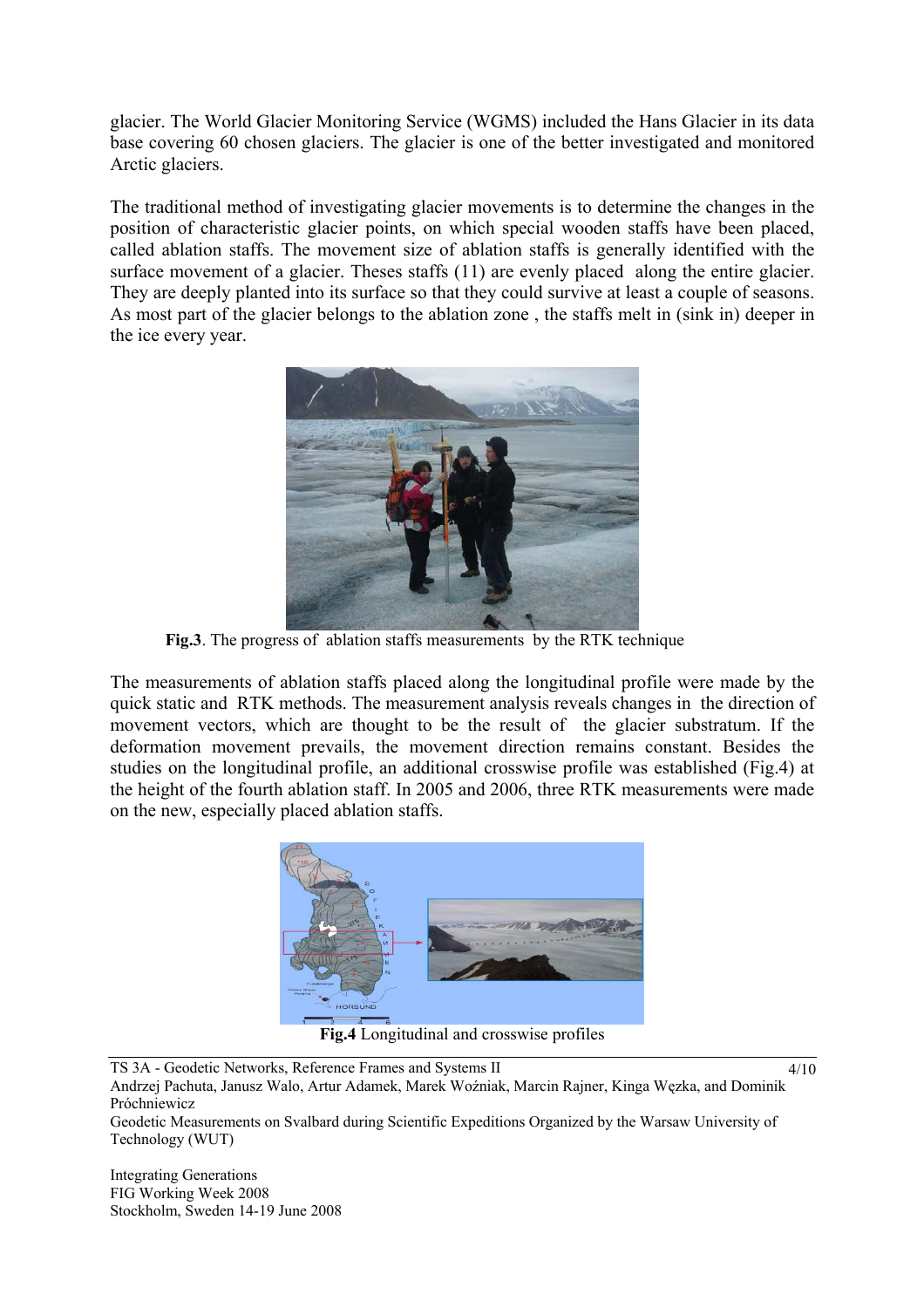glacier. The World Glacier Monitoring Service (WGMS) included the Hans Glacier in its data base covering 60 chosen glaciers. The glacier is one of the better investigated and monitored Arctic glaciers.

The traditional method of investigating glacier movements is to determine the changes in the position of characteristic glacier points, on which special wooden staffs have been placed, called ablation staffs. The movement size of ablation staffs is generally identified with the surface movement of a glacier. Theses staffs (11) are evenly placed along the entire glacier. They are deeply planted into its surface so that they could survive at least a couple of seasons. As most part of the glacier belongs to the ablation zone , the staffs melt in (sink in) deeper in the ice every year.

**Fig.3**. The progress of ablation staffs measurements by the RTK technique

The measurements of ablation staffs placed along the longitudinal profile were made by the quick static and RTK methods. The measurement analysis reveals changes in the direction of movement vectors, which are thought to be the result of the glacier substratum. If the deformation movement prevails, the movement direction remains constant. Besides the studies on the longitudinal profile, an additional crosswise profile was established (Fig.4) at the height of the fourth ablation staff. In 2005 and 2006, three RTK measurements were made on the new, especially placed ablation staffs.

**Fig.4** Longitudinal and crosswise profiles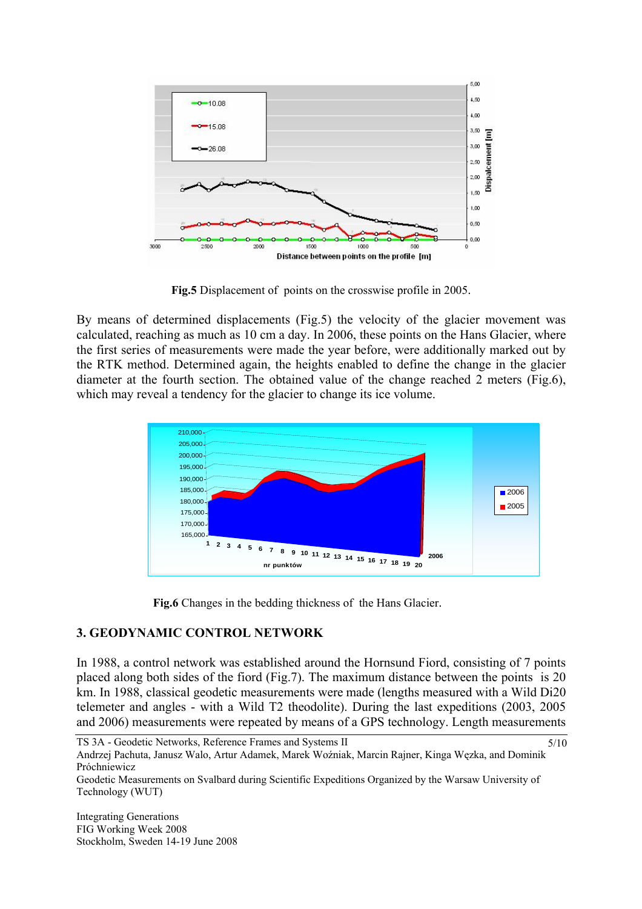**Fig.5** Displacement of points on the crosswise profile in 2005.

By means of determined displacements (Fig.5) the velocity of the glacier movement was calculated, reaching as much as 10 cm a day. In 2006, these points on the Hans Glacier, where the first series of measurements were made the year before, were additionally marked out by the RTK method. Determined again, the heights enabled to define the change in the glacier diameter at the fourth section. The obtained value of the change reached 2 meters (Fig.6), which may reveal a tendency for the glacier to change its ice volume.

**Fig.6** Changes in the bedding thickness of the Hans Glacier.

## 3. GEODYNAMIC CONTROL NETWORK

In 1988, a control network was established around the Hornsund Fiord, consisting of 7 points placed along both sides of the fiord (Fig.7). The maximum distance between the points is 20 km. In 1988, classical geodetic measurements were made (lengths measured with a Wild Di20 telemeter and angles - with a Wild T2 theodolite). During the last expeditions (2003, 2005 and 2006) measurements were repeated by means of a GPS technology. Length measurements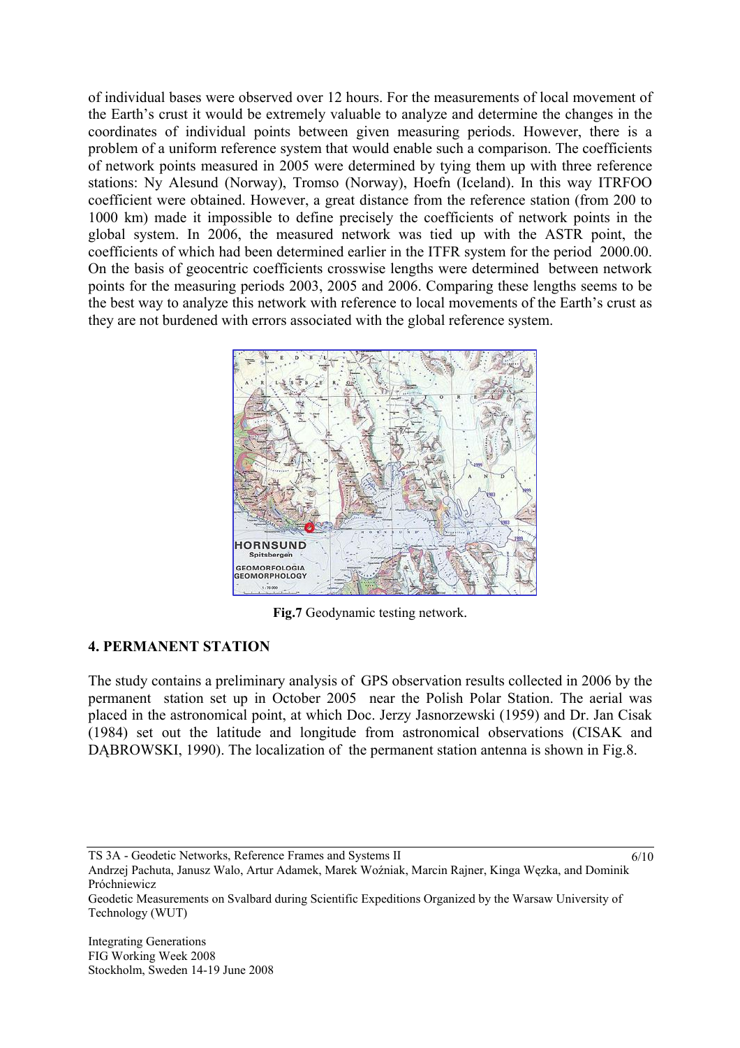of individual bases were observed over 12 hours. For the measurements of local movement of the Earth's crust it would be extremely valuable to analyze and determine the changes in the coordinates of individual points between given measuring periods. However, there is a problem of a uniform reference system that would enable such a comparison. The coefficients of network points measured in 2005 were determined by tying them up with three reference stations: Ny Alesund (Norway), Tromso (Norway), Hoefn (Iceland). In this way ITRFOO coefficient were obtained. However, a great distance from the reference station (from 200 to 1000 km) made it impossible to define precisely the coefficients of network points in the global system. In 2006, the measured network was tied up with the ASTR point, the coefficients of which had been determined earlier in the ITFR system for the period 2000.00. On the basis of geocentric coefficients crosswise lengths were determined between network points for the measuring periods 2003, 2005 and 2006. Comparing these lengths seems to be the best way to analyze this network with reference to local movements of the Earth's crust as they are not burdened with errors associated with the global reference system.

**Fig.7** Geodynamic testing network.

## 4. PERMANENT STATION

The study contains a preliminary analysis of GPS observation results collected in 2006 by the permanent station set up in October 2005 near the Polish Polar Station. The aerial was placed in the astronomical point, at which Doc. Jerzy Jasnorzewski (1959) and Dr. Jan Cisak (1984) set out the latitude and longitude from astronomical observations (CISAK and DĄBROWSKI, 1990). The localization of the permanent station antenna is shown in Fig.8.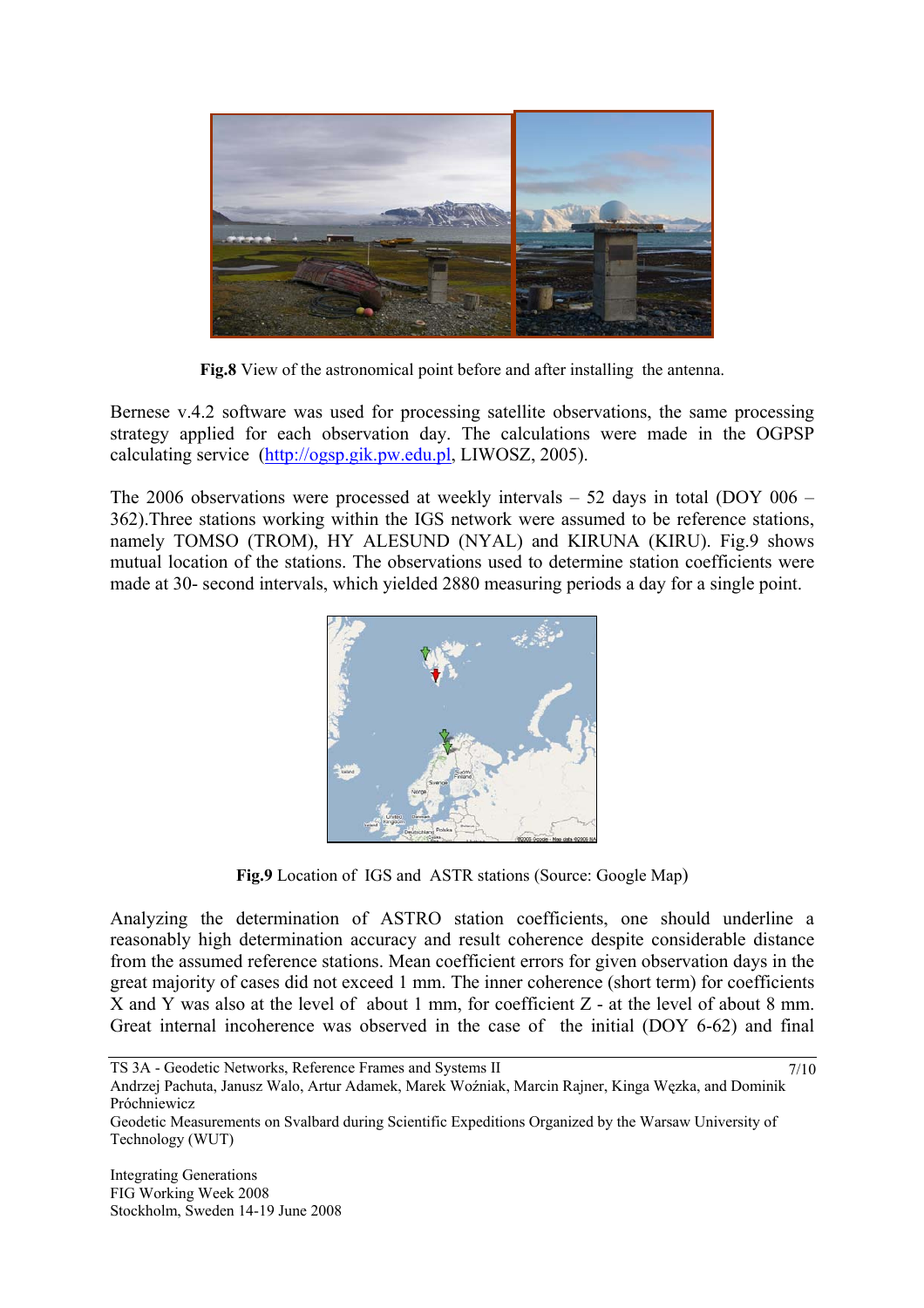**Fig.8** View of the astronomical point before and after installing the antenna.

Bernese v.4.2 software was used for processing satellite observations, the same processing strategy applied for each observation day. The calculations were made in the OGPSP calculating service (http://ogsp.gik.pw.edu.pl, LIWOSZ, 2005).

The 2006 observations were processed at weekly intervals – 52 days in total (DOY 006 – 362).Three stations working within the IGS network were assumed to be reference stations, namely TOMSO (TROM), HY ALESUND (NYAL) and KIRUNA (KIRU). Fig.9 shows mutual location of the stations. The observations used to determine station coefficients were made at 30- second intervals, which yielded 2880 measuring periods a day for a single point.

**Fig.9** Location of IGS and ASTR stations (Source: Google Map)

Analyzing the determination of ASTRO station coefficients, one should underline a reasonably high determination accuracy and result coherence despite considerable distance from the assumed reference stations. Mean coefficient errors for given observation days in the great majority of cases did not exceed 1 mm. The inner coherence (short term) for coefficients X and Y was also at the level of about 1 mm, for coefficient Z - at the level of about 8 mm. Great internal incoherence was observed in the case of the initial (DOY 6-62) and final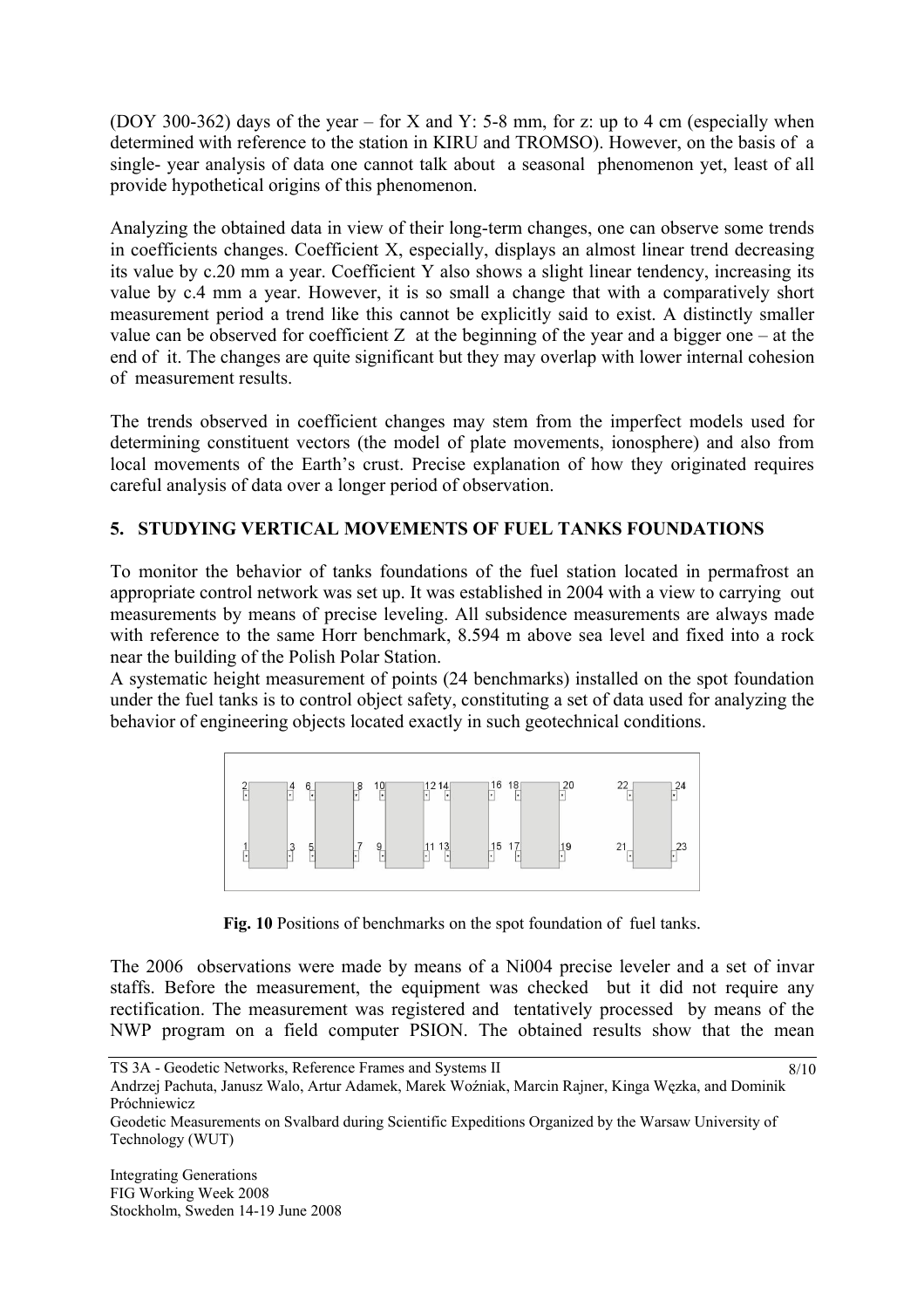(DOY 300-362) days of the year – for X and Y: 5-8 mm, for z: up to 4 cm (especially when determined with reference to the station in KIRU and TROMSO). However, on the basis of a single- year analysis of data one cannot talk about a seasonal phenomenon yet, least of all provide hypothetical origins of this phenomenon.

Analyzing the obtained data in view of their long-term changes, one can observe some trends in coefficients changes. Coefficient X, especially, displays an almost linear trend decreasing its value by c.20 mm a year. Coefficient Y also shows a slight linear tendency, increasing its value by c.4 mm a year. However, it is so small a change that with a comparatively short measurement period a trend like this cannot be explicitly said to exist. A distinctly smaller value can be observed for coefficient Z at the beginning of the year and a bigger one – at the end of it. The changes are quite significant but they may overlap with lower internal cohesion of measurement results.

The trends observed in coefficient changes may stem from the imperfect models used for determining constituent vectors (the model of plate movements, ionosphere) and also from local movements of the Earth's crust. Precise explanation of how they originated requires careful analysis of data over a longer period of observation.

## 5. STUDYING VERTICAL MOVEMENTS OF FUEL TANKS FOUNDATIONS

To monitor the behavior of tanks foundations of the fuel station located in permafrost an appropriate control network was set up. It was established in 2004 with a view to carrying out measurements by means of precise leveling. All subsidence measurements are always made with reference to the same Horr benchmark, 8.594 m above sea level and fixed into a rock near the building of the Polish Polar Station.

A systematic height measurement of points (24 benchmarks) installed on the spot foundation under the fuel tanks is to control object safety, constituting a set of data used for analyzing the behavior of engineering objects located exactly in such geotechnical conditions.

**Fig. 10** Positions of benchmarks on the spot foundation of fuel tanks.

The 2006 observations were made by means of a Ni004 precise leveler and a set of invar staffs. Before the measurement, the equipment was checked but it did not require any rectification. The measurement was registered and tentatively processed by means of the NWP program on a field computer PSION. The obtained results show that the mean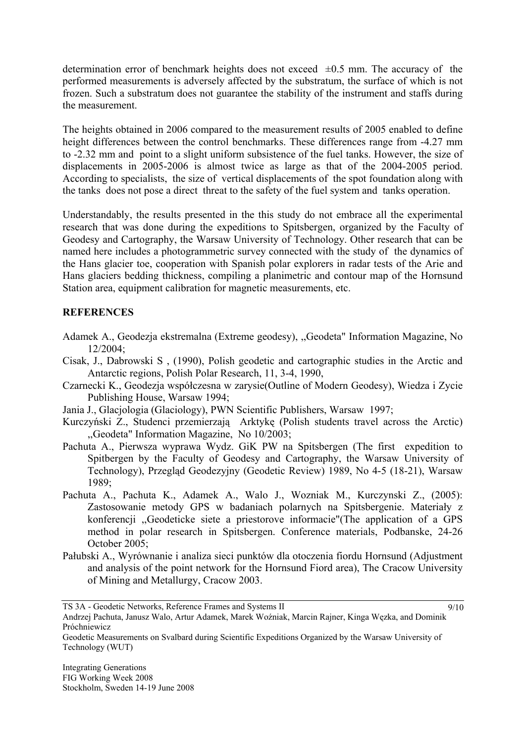determination error of benchmark heights does not exceed ±0.5 mm. The accuracy of the performed measurements is adversely affected by the substratum, the surface of which is not frozen. Such a substratum does not guarantee the stability of the instrument and staffs during the measurement.

The heights obtained in 2006 compared to the measurement results of 2005 enabled to define height differences between the control benchmarks. These differences range from -4.27 mm to -2.32 mm and point to a slight uniform subsistence of the fuel tanks. However, the size of displacements in 2005-2006 is almost twice as large as that of the 2004-2005 period. According to specialists, the size of vertical displacements of the spot foundation along with the tanks does not pose a direct threat to the safety of the fuel system and tanks operation.

Understandably, the results presented in the this study do not embrace all the experimental research that was done during the expeditions to Spitsbergen, organized by the Faculty of Geodesy and Cartography, the Warsaw University of Technology. Other research that can be named here includes a photogrammetric survey connected with the study of the dynamics of the Hans glacier toe, cooperation with Spanish polar explorers in radar tests of the Arie and Hans glaciers bedding thickness, compiling a planimetric and contour map of the Hornsund Station area, equipment calibration for magnetic measurements, etc.

## REFERENCES

Adamek A., Geodezja ekstremalna (Extreme geodesy), „Geodeta" Information Magazine, No 12/2004;

Cisak, J., Dabrowski S , (1990), Polish geodetic and cartographic studies in the Arctic and Antarctic regions, Polish Polar Research, 11, 3-4, 1990,

Czarnecki K., Geodezja współczesna w zarysie(Outline of Modern Geodesy), Wiedza i Zycie Publishing House, Warsaw 1994;

Jania J., Glacjologia (Glaciology), PWN Scientific Publishers, Warsaw 1997;

Kurczyński Z., Studenci przemierzają Arktykę (Polish students travel across the Arctic) „Geodeta" Information Magazine, No 10/2003;

Pachuta A., Pierwsza wyprawa Wydz. GiK PW na Spitsbergen (The first expedition to Spitbergen by the Faculty of Geodesy and Cartography, the Warsaw University of Technology), Przegląd Geodezyjny (Geodetic Review) 1989, No 4-5 (18-21), Warsaw 1989;

Pachuta A., Pachuta K., Adamek A., Walo J., Wozniak M., Kurczynski Z., (2005): Zastosowanie metody GPS w badaniach polarnych na Spitsbergenie. Materiały z konferencji „Geodeticke siete a priestorove informacie"(The application of a GPS method in polar research in Spitsbergen. Conference materials, Podbanske, 24-26 October 2005;

Pałubski A., Wyrównanie i analiza sieci punktów dla otoczenia fiordu Hornsund (Adjustment and analysis of the point network for the Hornsund Fiord area), The Cracow University of Mining and Metallurgy, Cracow 2003.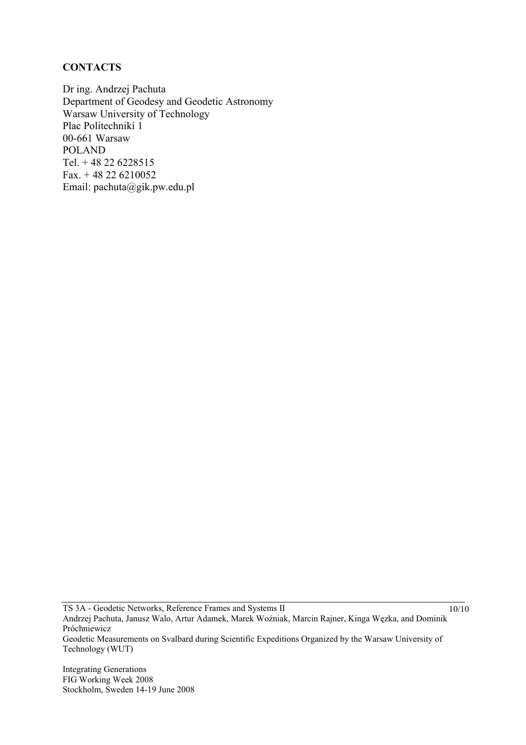**CONTACTS**

Dr ing. Andrzej Pachuta
Department of Geodesy and Geodetic Astronomy
Warsaw University of Technology
Plac Politechniki 1
00-661 Warsaw
POLAND
Tel. + 48 22 6228515
Fax. + 48 22 6210052
Email: pachuta@gik.pw.edu.pl